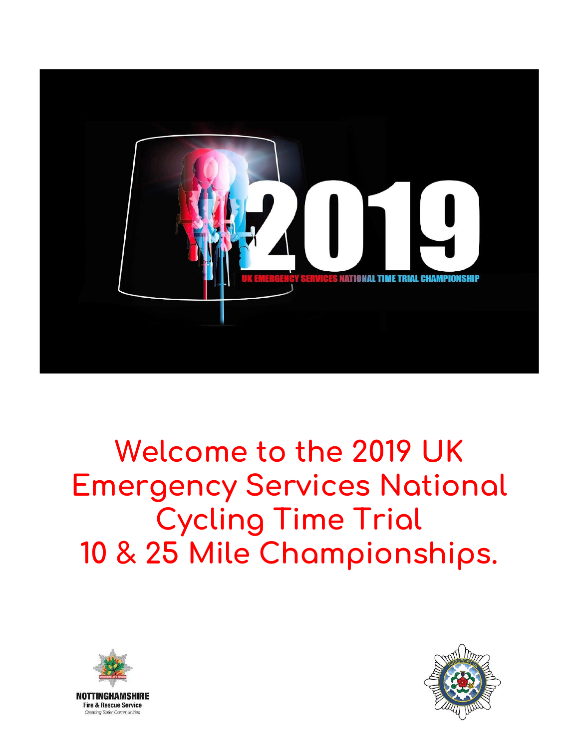2019

UK EMERGENCY SERVICES NATIONAL TIME TRIAL CHAMPIONSHIP

# Welcome to the 2019 UK Emergency Services National Cycling Time Trial 10 & 25 Mile Championships.

NOTTINGHAMSHIRE
Fire & Rescue Service
*Creating Safer Communities*

FIRESPORT UK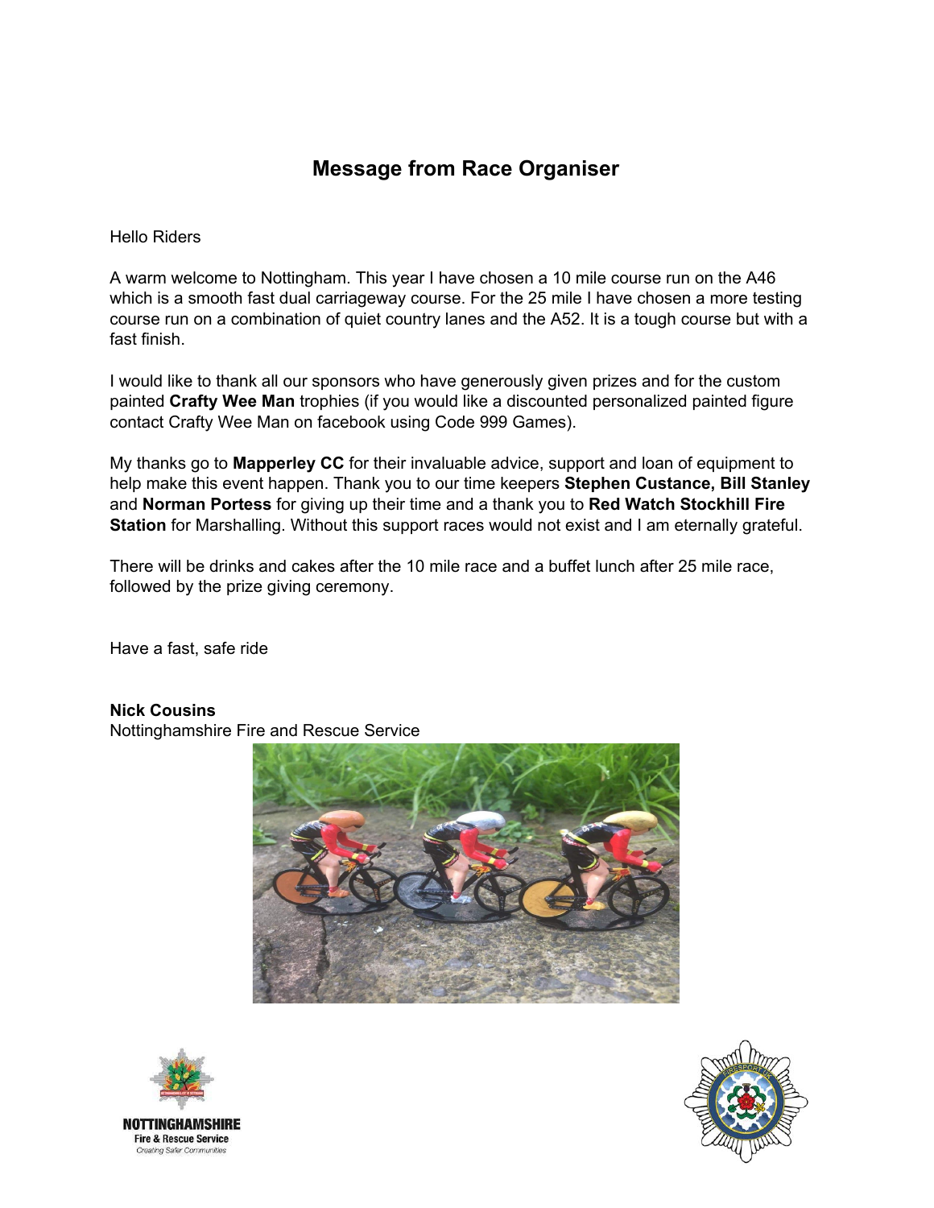# Message from Race Organiser

Hello Riders

A warm welcome to Nottingham. This year I have chosen a 10 mile course run on the A46 which is a smooth fast dual carriageway course. For the 25 mile I have chosen a more testing course run on a combination of quiet country lanes and the A52. It is a tough course but with a fast finish.

I would like to thank all our sponsors who have generously given prizes and for the custom painted **Crafty Wee Man** trophies (if you would like a discounted personalized painted figure contact Crafty Wee Man on facebook using Code 999 Games).

My thanks go to **Mapperley CC** for their invaluable advice, support and loan of equipment to help make this event happen. Thank you to our time keepers **Stephen Custance, Bill Stanley** and **Norman Portess** for giving up their time and a thank you to **Red Watch Stockhill Fire Station** for Marshalling. Without this support races would not exist and I am eternally grateful.

There will be drinks and cakes after the 10 mile race and a buffet lunch after 25 mile race, followed by the prize giving ceremony.

Have a fast, safe ride

**Nick Cousins**
Nottinghamshire Fire and Rescue Service

NOTTINGHAMSHIRE
Fire & Rescue Service
*Creating Safer Communities*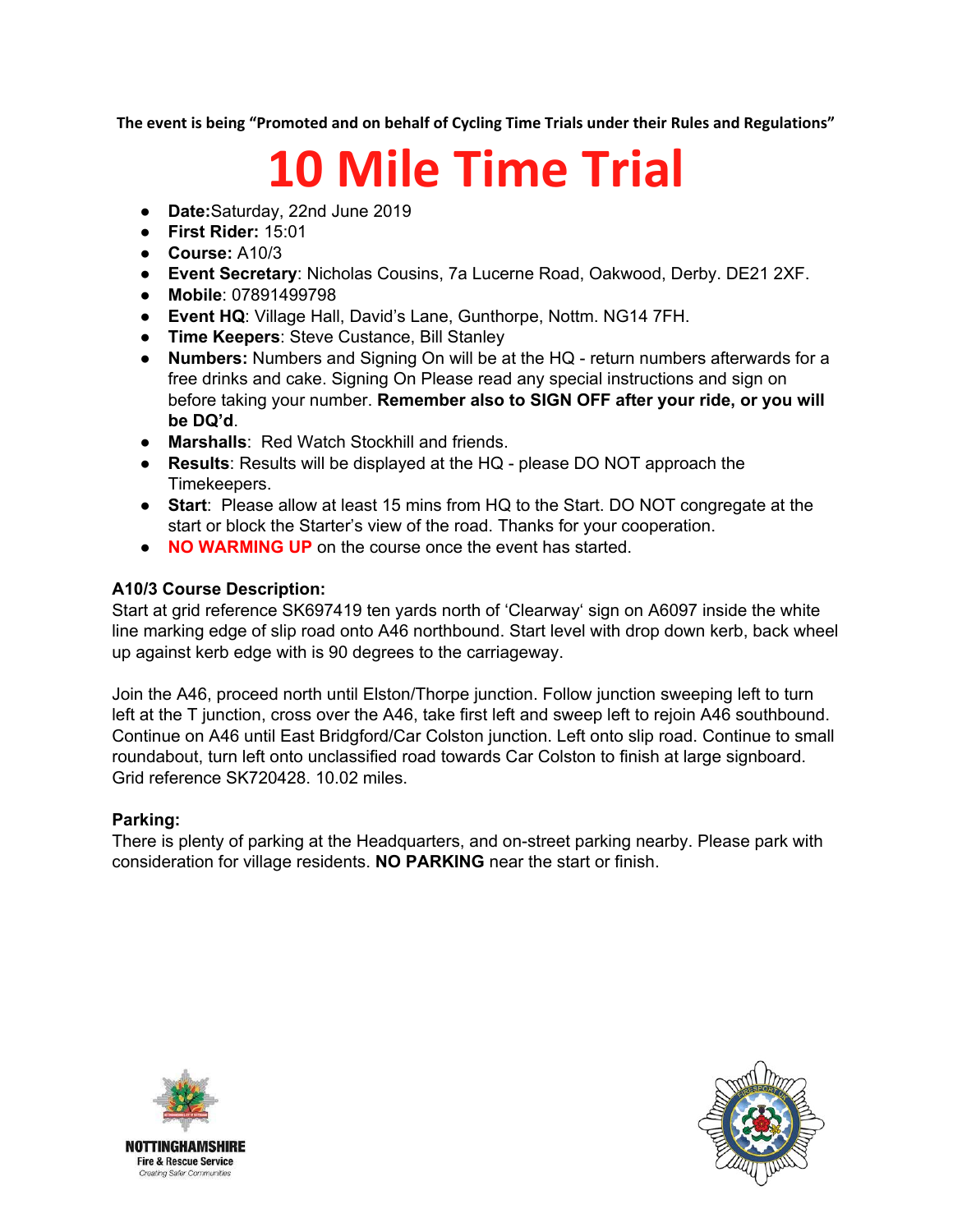**The event is being "Promoted and on behalf of Cycling Time Trials under their Rules and Regulations"**

# 10 Mile Time Trial

- **Date:**Saturday, 22nd June 2019
- **First Rider:** 15:01
- **Course:** A10/3
- **Event Secretary**: Nicholas Cousins, 7a Lucerne Road, Oakwood, Derby. DE21 2XF.
- **Mobile**: 07891499798
- **Event HQ**: Village Hall, David's Lane, Gunthorpe, Nottm. NG14 7FH.
- **Time Keepers**: Steve Custance, Bill Stanley
- **Numbers:** Numbers and Signing On will be at the HQ - return numbers afterwards for a free drinks and cake. Signing On Please read any special instructions and sign on before taking your number. **Remember also to SIGN OFF after your ride, or you will be DQ'd**.
- **Marshalls**: Red Watch Stockhill and friends.
- **Results**: Results will be displayed at the HQ - please DO NOT approach the Timekeepers.
- **Start**: Please allow at least 15 mins from HQ to the Start. DO NOT congregate at the start or block the Starter's view of the road. Thanks for your cooperation.
- **NO WARMING UP** on the course once the event has started.

**A10/3 Course Description:**

Start at grid reference SK697419 ten yards north of 'Clearway' sign on A6097 inside the white line marking edge of slip road onto A46 northbound. Start level with drop down kerb, back wheel up against kerb edge with is 90 degrees to the carriageway.

Join the A46, proceed north until Elston/Thorpe junction. Follow junction sweeping left to turn left at the T junction, cross over the A46, take first left and sweep left to rejoin A46 southbound. Continue on A46 until East Bridgford/Car Colston junction. Left onto slip road. Continue to small roundabout, turn left onto unclassified road towards Car Colston to finish at large signboard. Grid reference SK720428. 10.02 miles.

**Parking:**

There is plenty of parking at the Headquarters, and on-street parking nearby. Please park with consideration for village residents. **NO PARKING** near the start or finish.

NOTTINGHAMSHIRE
Fire & Rescue Service
Creating Safer Communities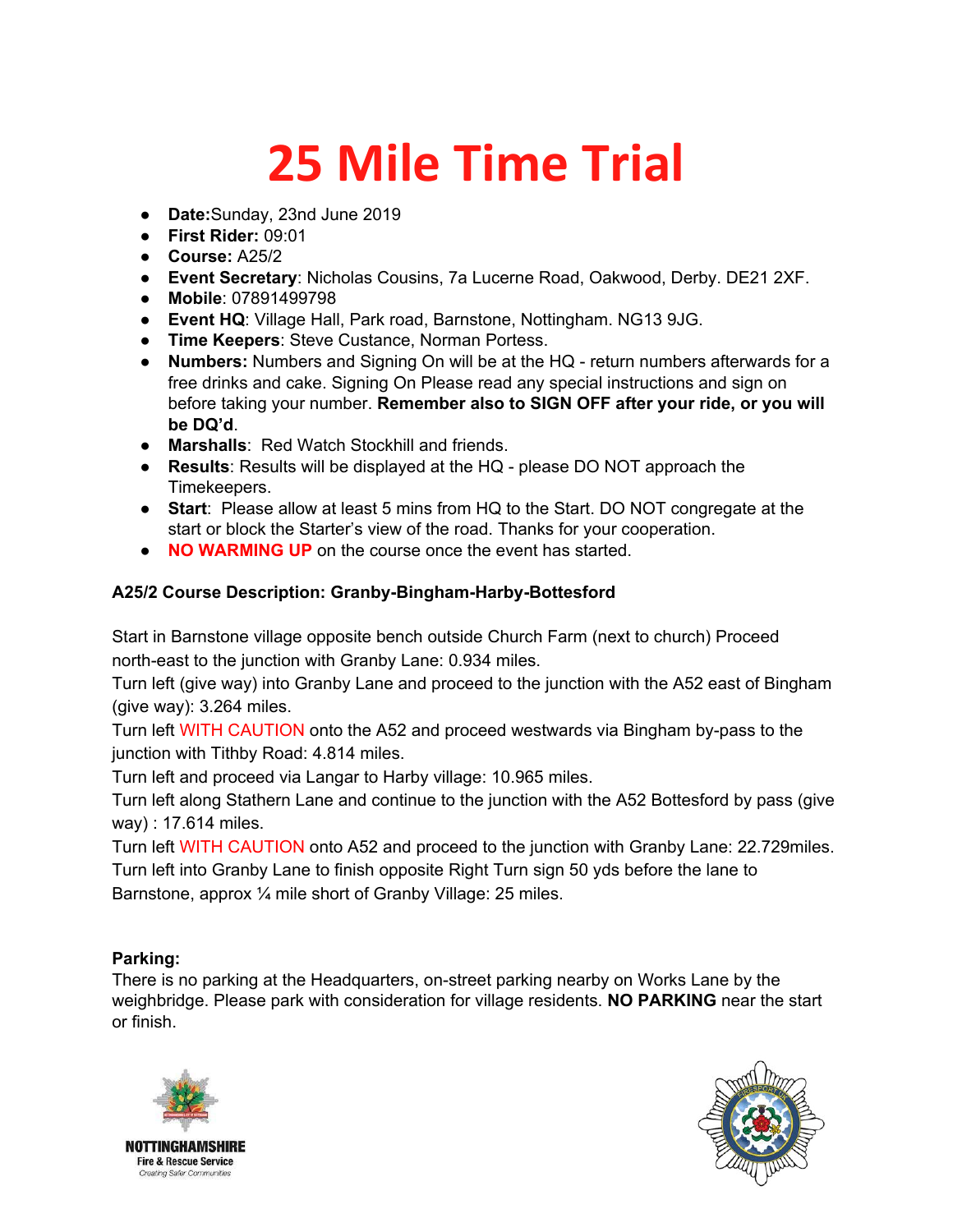# 25 Mile Time Trial

- **Date:**Sunday, 23nd June 2019
- **First Rider:** 09:01
- **Course:** A25/2
- **Event Secretary**: Nicholas Cousins, 7a Lucerne Road, Oakwood, Derby. DE21 2XF.
- **Mobile**: 07891499798
- **Event HQ**: Village Hall, Park road, Barnstone, Nottingham. NG13 9JG.
- **Time Keepers**: Steve Custance, Norman Portess.
- **Numbers:** Numbers and Signing On will be at the HQ - return numbers afterwards for a free drinks and cake. Signing On Please read any special instructions and sign on before taking your number. **Remember also to SIGN OFF after your ride, or you will be DQ'd**.
- **Marshalls**: Red Watch Stockhill and friends.
- **Results**: Results will be displayed at the HQ - please DO NOT approach the Timekeepers.
- **Start**: Please allow at least 5 mins from HQ to the Start. DO NOT congregate at the start or block the Starter's view of the road. Thanks for your cooperation.
- **NO WARMING UP** on the course once the event has started.

### A25/2 Course Description: Granby-Bingham-Harby-Bottesford

Start in Barnstone village opposite bench outside Church Farm (next to church) Proceed north-east to the junction with Granby Lane: 0.934 miles.
Turn left (give way) into Granby Lane and proceed to the junction with the A52 east of Bingham (give way): 3.264 miles.
Turn left WITH CAUTION onto the A52 and proceed westwards via Bingham by-pass to the junction with Tithby Road: 4.814 miles.
Turn left and proceed via Langar to Harby village: 10.965 miles.
Turn left along Stathern Lane and continue to the junction with the A52 Bottesford by pass (give way) : 17.614 miles.
Turn left WITH CAUTION onto A52 and proceed to the junction with Granby Lane: 22.729miles.
Turn left into Granby Lane to finish opposite Right Turn sign 50 yds before the lane to Barnstone, approx ¼ mile short of Granby Village: 25 miles.

**Parking:**
There is no parking at the Headquarters, on-street parking nearby on Works Lane by the weighbridge. Please park with consideration for village residents. **NO PARKING** near the start or finish.

NOTTINGHAMSHIRE
Fire & Rescue Service
Creating Safer Communities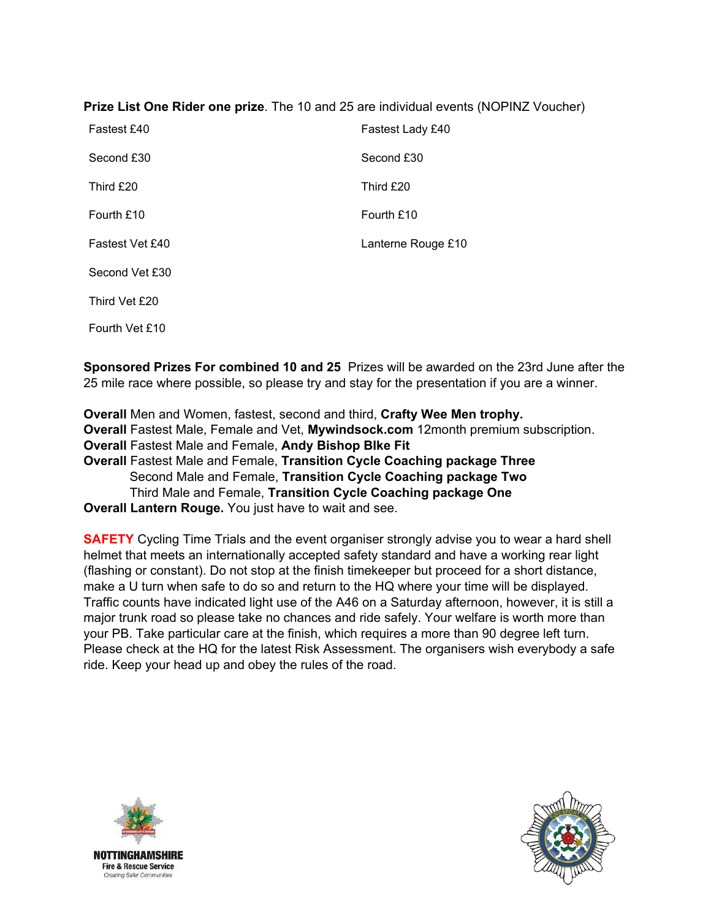**Prize List One Rider one prize**. The 10 and 25 are individual events (NOPINZ Voucher)

| | |
|---|---|
| Fastest £40 | Fastest Lady £40 |
| Second £30 | Second £30 |
| Third £20 | Third £20 |
| Fourth £10 | Fourth £10 |
| Fastest Vet £40 | Lanterne Rouge £10 |
| Second Vet £30 | |
| Third Vet £20 | |
| Fourth Vet £10 | |

**Sponsored Prizes For combined 10 and 25** Prizes will be awarded on the 23rd June after the 25 mile race where possible, so please try and stay for the presentation if you are a winner.

**Overall** Men and Women, fastest, second and third, **Crafty Wee Men trophy.**
**Overall** Fastest Male, Female and Vet, **Mywindsock.com** 12month premium subscription.
**Overall** Fastest Male and Female, **Andy Bishop BIke Fit**
**Overall** Fastest Male and Female, **Transition Cycle Coaching package Three**
Second Male and Female, **Transition Cycle Coaching package Two**
Third Male and Female, **Transition Cycle Coaching package One**
**Overall Lantern Rouge.** You just have to wait and see.

**SAFETY** Cycling Time Trials and the event organiser strongly advise you to wear a hard shell helmet that meets an internationally accepted safety standard and have a working rear light (flashing or constant). Do not stop at the finish timekeeper but proceed for a short distance, make a U turn when safe to do so and return to the HQ where your time will be displayed. Traffic counts have indicated light use of the A46 on a Saturday afternoon, however, it is still a major trunk road so please take no chances and ride safely. Your welfare is worth more than your PB. Take particular care at the finish, which requires a more than 90 degree left turn. Please check at the HQ for the latest Risk Assessment. The organisers wish everybody a safe ride. Keep your head up and obey the rules of the road.

NOTTINGHAMSHIRE
Fire & Rescue Service
Creating Safer Communities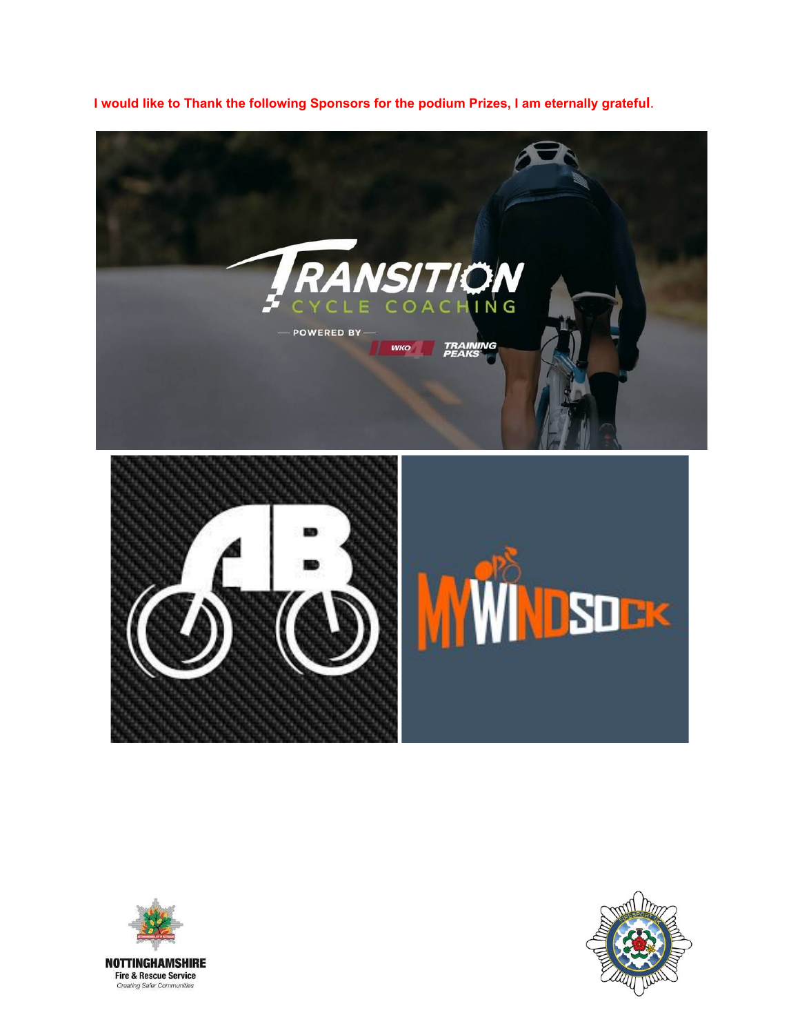**I would like to Thank the following Sponsors for the podium Prizes, I am eternally grateful.**

TRANSITION CYCLE COACHING

POWERED BY WKO4 TRAINING PEAKS

AB

MYWINDSOCK

NOTTINGHAMSHIRE
Fire & Rescue Service
Creating Safer Communities

FIRESPORT UK